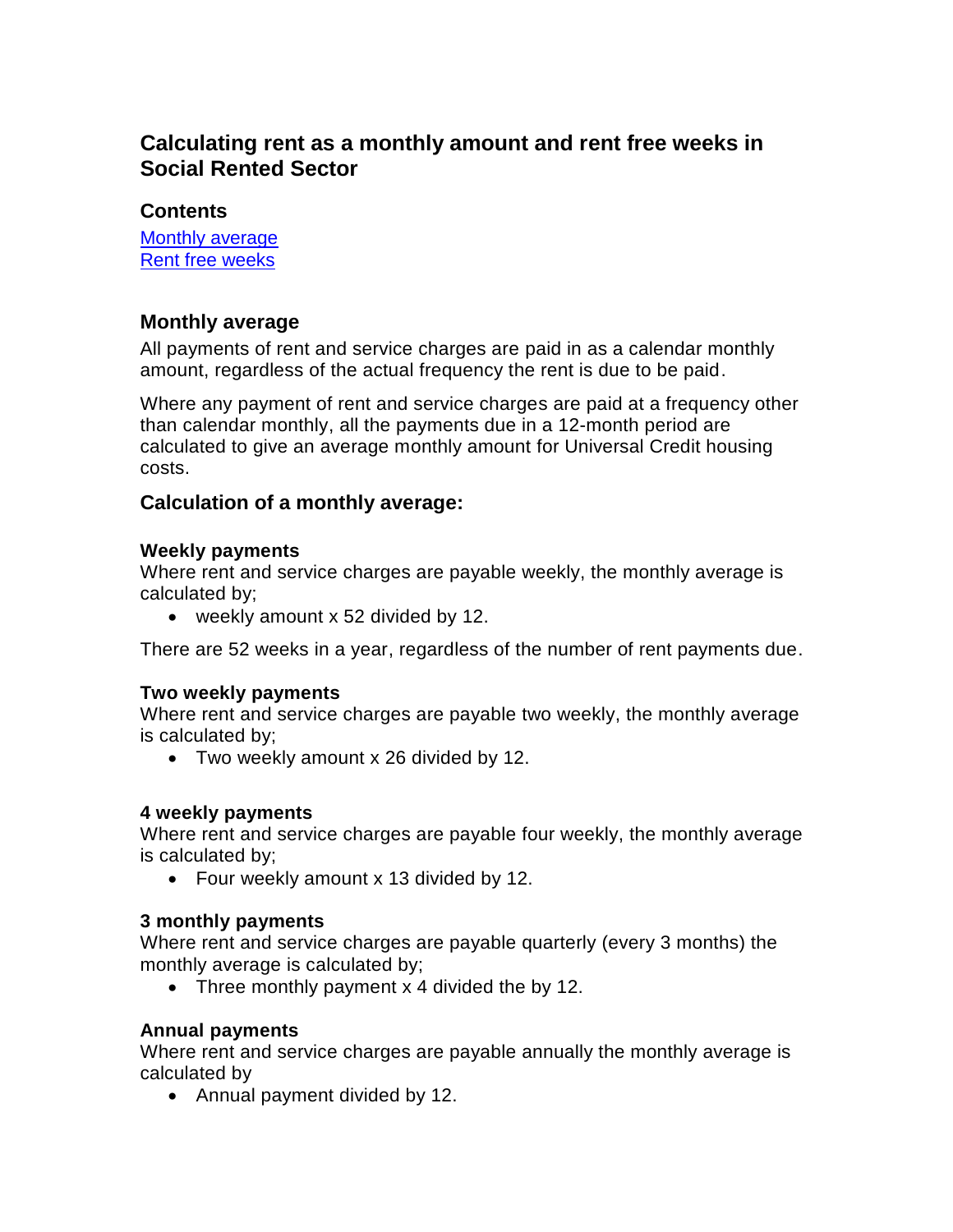# Calculating rent as a monthly amount and rent free weeks in Social Rented Sector

## Contents

[Monthly average](#monthly-average)
[Rent free weeks](#rent-free-weeks)

## Monthly average

All payments of rent and service charges are paid in as a calendar monthly amount, regardless of the actual frequency the rent is due to be paid.

Where any payment of rent and service charges are paid at a frequency other than calendar monthly, all the payments due in a 12-month period are calculated to give an average monthly amount for Universal Credit housing costs.

## Calculation of a monthly average:

**Weekly payments**
Where rent and service charges are payable weekly, the monthly average is calculated by;

- weekly amount x 52 divided by 12.

There are 52 weeks in a year, regardless of the number of rent payments due.

**Two weekly payments**
Where rent and service charges are payable two weekly, the monthly average is calculated by;

- Two weekly amount x 26 divided by 12.

**4 weekly payments**
Where rent and service charges are payable four weekly, the monthly average is calculated by;

- Four weekly amount x 13 divided by 12.

**3 monthly payments**
Where rent and service charges are payable quarterly (every 3 months) the monthly average is calculated by;

- Three monthly payment x 4 divided the by 12.

**Annual payments**
Where rent and service charges are payable annually the monthly average is calculated by

- Annual payment divided by 12.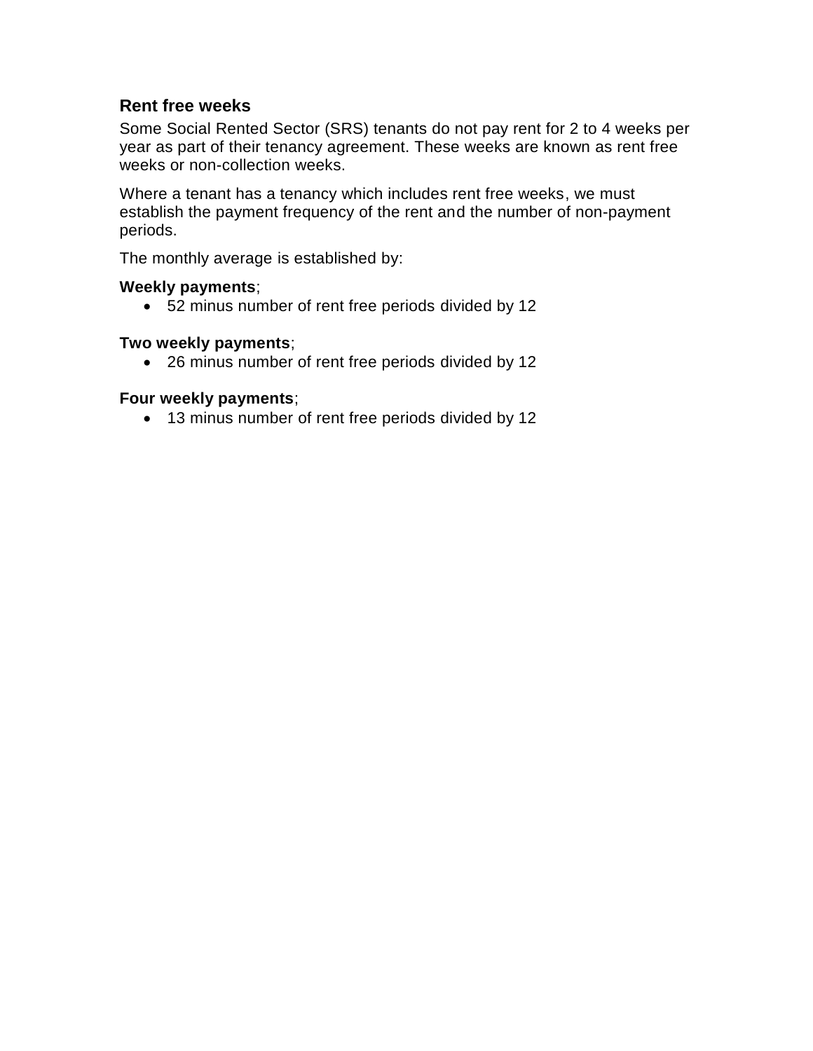## Rent free weeks

Some Social Rented Sector (SRS) tenants do not pay rent for 2 to 4 weeks per year as part of their tenancy agreement. These weeks are known as rent free weeks or non-collection weeks.

Where a tenant has a tenancy which includes rent free weeks, we must establish the payment frequency of the rent and the number of non-payment periods.

The monthly average is established by:

**Weekly payments**;

- 52 minus number of rent free periods divided by 12

**Two weekly payments**;

- 26 minus number of rent free periods divided by 12

**Four weekly payments**;

- 13 minus number of rent free periods divided by 12